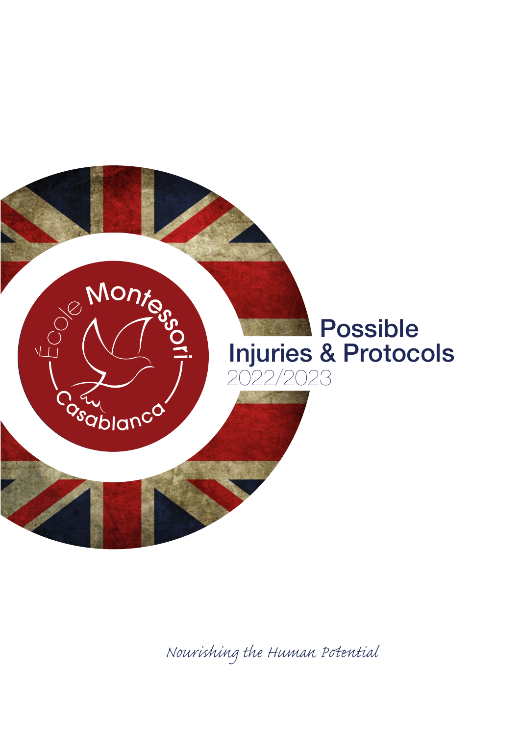École Montessori Casablanca

# Possible Injuries & Protocols

2022/2023

*Nourishing the Human Potential*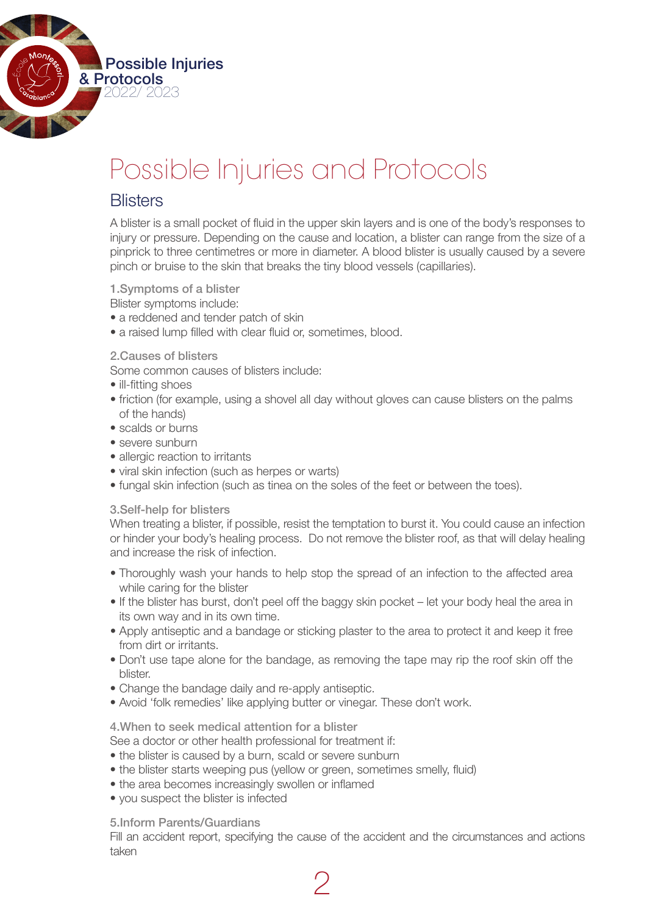# Possible Injuries and Protocols

## Blisters

A blister is a small pocket of fluid in the upper skin layers and is one of the body's responses to injury or pressure. Depending on the cause and location, a blister can range from the size of a pinprick to three centimetres or more in diameter. A blood blister is usually caused by a severe pinch or bruise to the skin that breaks the tiny blood vessels (capillaries).

### 1.Symptoms of a blister

Blister symptoms include:

- a reddened and tender patch of skin
- a raised lump filled with clear fluid or, sometimes, blood.

### 2.Causes of blisters

Some common causes of blisters include:

- ill-fitting shoes
- friction (for example, using a shovel all day without gloves can cause blisters on the palms of the hands)
- scalds or burns
- severe sunburn
- allergic reaction to irritants
- viral skin infection (such as herpes or warts)
- fungal skin infection (such as tinea on the soles of the feet or between the toes).

### 3.Self-help for blisters

When treating a blister, if possible, resist the temptation to burst it. You could cause an infection or hinder your body's healing process. Do not remove the blister roof, as that will delay healing and increase the risk of infection.

- Thoroughly wash your hands to help stop the spread of an infection to the affected area while caring for the blister
- If the blister has burst, don't peel off the baggy skin pocket – let your body heal the area in its own way and in its own time.
- Apply antiseptic and a bandage or sticking plaster to the area to protect it and keep it free from dirt or irritants.
- Don't use tape alone for the bandage, as removing the tape may rip the roof skin off the blister.
- Change the bandage daily and re-apply antiseptic.
- Avoid 'folk remedies' like applying butter or vinegar. These don't work.

### 4.When to seek medical attention for a blister

See a doctor or other health professional for treatment if:

- the blister is caused by a burn, scald or severe sunburn
- the blister starts weeping pus (yellow or green, sometimes smelly, fluid)
- the area becomes increasingly swollen or inflamed
- you suspect the blister is infected

### 5.Inform Parents/Guardians

Fill an accident report, specifying the cause of the accident and the circumstances and actions taken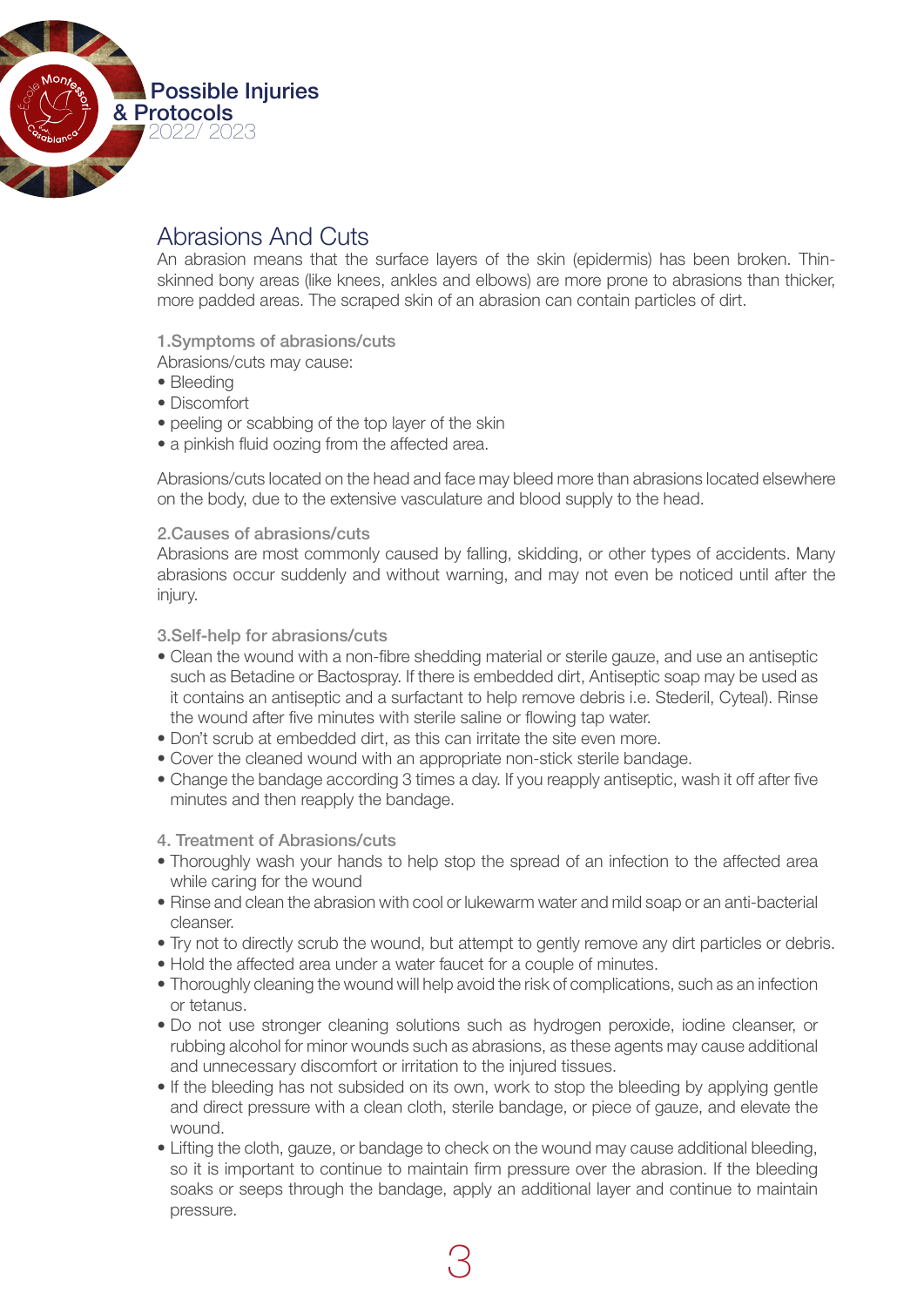## Abrasions And Cuts

An abrasion means that the surface layers of the skin (epidermis) has been broken. Thin-skinned bony areas (like knees, ankles and elbows) are more prone to abrasions than thicker, more padded areas. The scraped skin of an abrasion can contain particles of dirt.

### 1.Symptoms of abrasions/cuts

Abrasions/cuts may cause:

- Bleeding
- Discomfort
- peeling or scabbing of the top layer of the skin
- a pinkish fluid oozing from the affected area.

Abrasions/cuts located on the head and face may bleed more than abrasions located elsewhere on the body, due to the extensive vasculature and blood supply to the head.

### 2.Causes of abrasions/cuts

Abrasions are most commonly caused by falling, skidding, or other types of accidents. Many abrasions occur suddenly and without warning, and may not even be noticed until after the injury.

### 3.Self-help for abrasions/cuts

- Clean the wound with a non-fibre shedding material or sterile gauze, and use an antiseptic such as Betadine or Bactospray. If there is embedded dirt, Antiseptic soap may be used as it contains an antiseptic and a surfactant to help remove debris i.e. Stederil, Cyteal). Rinse the wound after five minutes with sterile saline or flowing tap water.
- Don't scrub at embedded dirt, as this can irritate the site even more.
- Cover the cleaned wound with an appropriate non-stick sterile bandage.
- Change the bandage according 3 times a day. If you reapply antiseptic, wash it off after five minutes and then reapply the bandage.

### 4. Treatment of Abrasions/cuts

- Thoroughly wash your hands to help stop the spread of an infection to the affected area while caring for the wound
- Rinse and clean the abrasion with cool or lukewarm water and mild soap or an anti-bacterial cleanser.
- Try not to directly scrub the wound, but attempt to gently remove any dirt particles or debris.
- Hold the affected area under a water faucet for a couple of minutes.
- Thoroughly cleaning the wound will help avoid the risk of complications, such as an infection or tetanus.
- Do not use stronger cleaning solutions such as hydrogen peroxide, iodine cleanser, or rubbing alcohol for minor wounds such as abrasions, as these agents may cause additional and unnecessary discomfort or irritation to the injured tissues.
- If the bleeding has not subsided on its own, work to stop the bleeding by applying gentle and direct pressure with a clean cloth, sterile bandage, or piece of gauze, and elevate the wound.
- Lifting the cloth, gauze, or bandage to check on the wound may cause additional bleeding, so it is important to continue to maintain firm pressure over the abrasion. If the bleeding soaks or seeps through the bandage, apply an additional layer and continue to maintain pressure.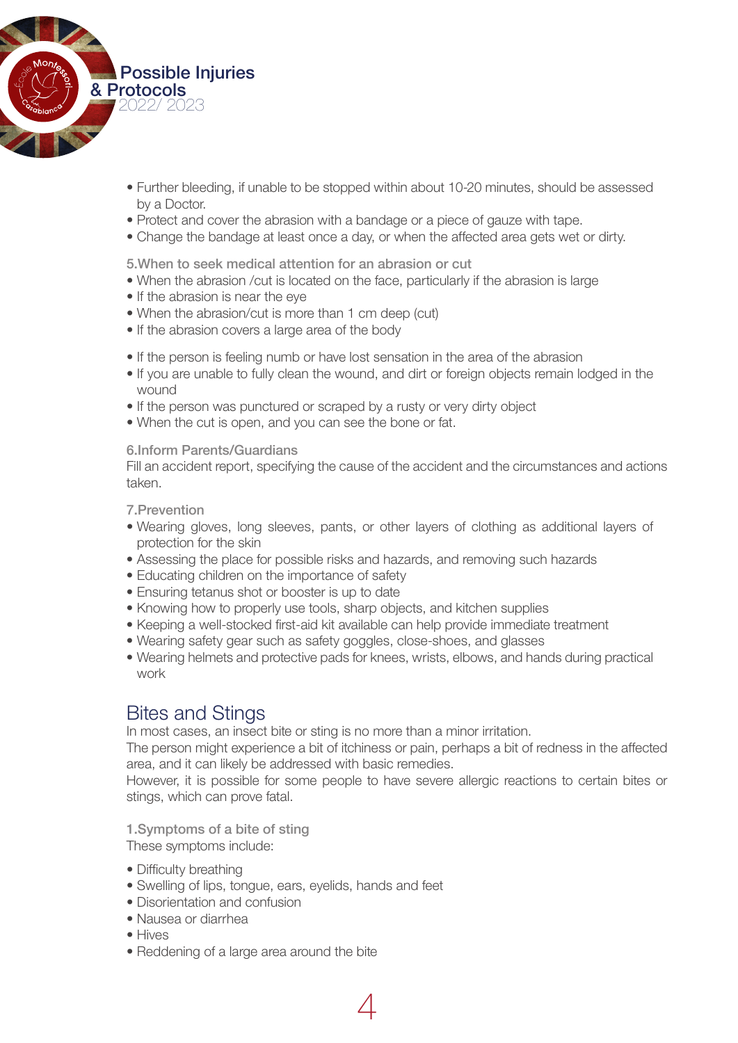- Further bleeding, if unable to be stopped within about 10-20 minutes, should be assessed by a Doctor.
- Protect and cover the abrasion with a bandage or a piece of gauze with tape.
- Change the bandage at least once a day, or when the affected area gets wet or dirty.

### 5.When to seek medical attention for an abrasion or cut

- When the abrasion /cut is located on the face, particularly if the abrasion is large
- If the abrasion is near the eye
- When the abrasion/cut is more than 1 cm deep (cut)
- If the abrasion covers a large area of the body

- If the person is feeling numb or have lost sensation in the area of the abrasion
- If you are unable to fully clean the wound, and dirt or foreign objects remain lodged in the wound
- If the person was punctured or scraped by a rusty or very dirty object
- When the cut is open, and you can see the bone or fat.

### 6.Inform Parents/Guardians

Fill an accident report, specifying the cause of the accident and the circumstances and actions taken.

### 7.Prevention

- Wearing gloves, long sleeves, pants, or other layers of clothing as additional layers of protection for the skin
- Assessing the place for possible risks and hazards, and removing such hazards
- Educating children on the importance of safety
- Ensuring tetanus shot or booster is up to date
- Knowing how to properly use tools, sharp objects, and kitchen supplies
- Keeping a well-stocked first-aid kit available can help provide immediate treatment
- Wearing safety gear such as safety goggles, close-shoes, and glasses
- Wearing helmets and protective pads for knees, wrists, elbows, and hands during practical work

## Bites and Stings

In most cases, an insect bite or sting is no more than a minor irritation.
The person might experience a bit of itchiness or pain, perhaps a bit of redness in the affected area, and it can likely be addressed with basic remedies.
However, it is possible for some people to have severe allergic reactions to certain bites or stings, which can prove fatal.

### 1.Symptoms of a bite of sting

These symptoms include:

- Difficulty breathing
- Swelling of lips, tongue, ears, eyelids, hands and feet
- Disorientation and confusion
- Nausea or diarrhea
- Hives
- Reddening of a large area around the bite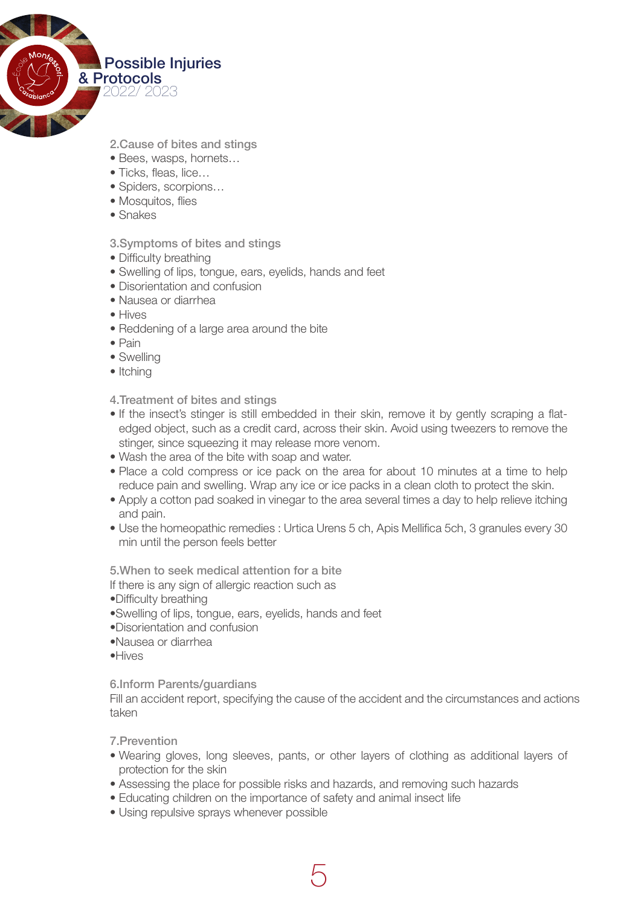## 2.Cause of bites and stings

- Bees, wasps, hornets…
- Ticks, fleas, lice…
- Spiders, scorpions…
- Mosquitos, flies
- Snakes

## 3.Symptoms of bites and stings

- Difficulty breathing
- Swelling of lips, tongue, ears, eyelids, hands and feet
- Disorientation and confusion
- Nausea or diarrhea
- Hives
- Reddening of a large area around the bite
- Pain
- Swelling
- Itching

## 4.Treatment of bites and stings

- If the insect's stinger is still embedded in their skin, remove it by gently scraping a flat-edged object, such as a credit card, across their skin. Avoid using tweezers to remove the stinger, since squeezing it may release more venom.
- Wash the area of the bite with soap and water.
- Place a cold compress or ice pack on the area for about 10 minutes at a time to help reduce pain and swelling. Wrap any ice or ice packs in a clean cloth to protect the skin.
- Apply a cotton pad soaked in vinegar to the area several times a day to help relieve itching and pain.
- Use the homeopathic remedies : Urtica Urens 5 ch, Apis Mellifica 5ch, 3 granules every 30 min until the person feels better

## 5.When to seek medical attention for a bite

If there is any sign of allergic reaction such as

- Difficulty breathing
- Swelling of lips, tongue, ears, eyelids, hands and feet
- Disorientation and confusion
- Nausea or diarrhea
- Hives

## 6.Inform Parents/guardians

Fill an accident report, specifying the cause of the accident and the circumstances and actions taken

## 7.Prevention

- Wearing gloves, long sleeves, pants, or other layers of clothing as additional layers of protection for the skin
- Assessing the place for possible risks and hazards, and removing such hazards
- Educating children on the importance of safety and animal insect life
- Using repulsive sprays whenever possible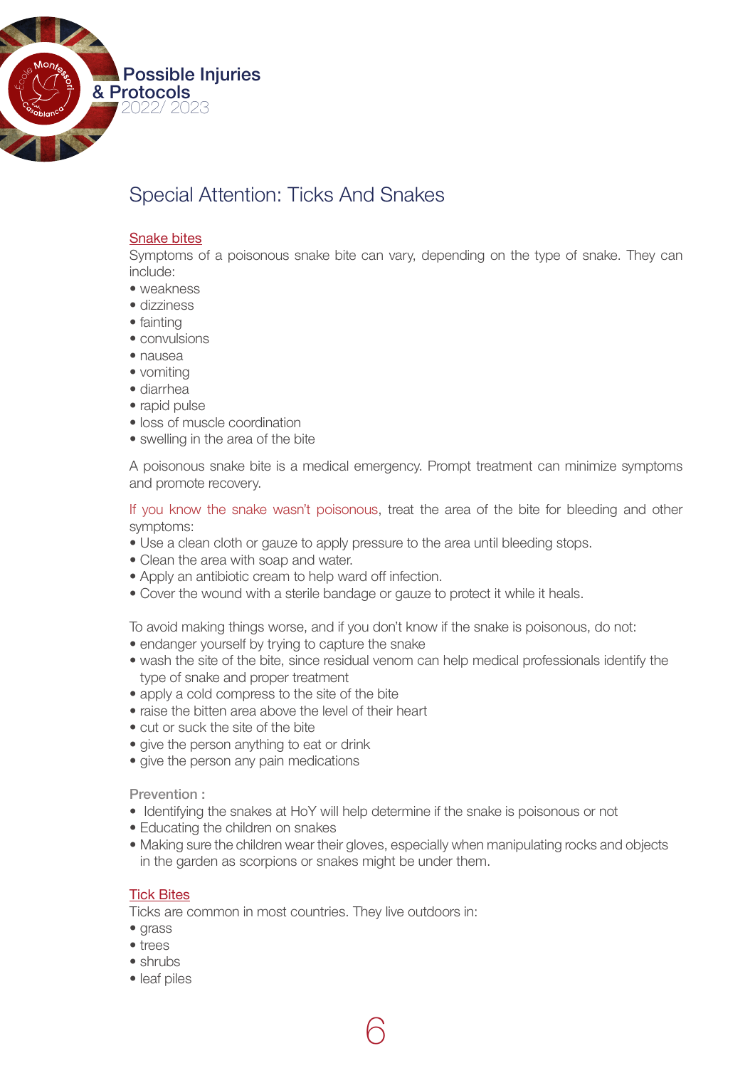## Special Attention: Ticks And Snakes

### Snake bites

Symptoms of a poisonous snake bite can vary, depending on the type of snake. They can include:

- weakness
- dizziness
- fainting
- convulsions
- nausea
- vomiting
- diarrhea
- rapid pulse
- loss of muscle coordination
- swelling in the area of the bite

A poisonous snake bite is a medical emergency. Prompt treatment can minimize symptoms and promote recovery.

If you know the snake wasn't poisonous, treat the area of the bite for bleeding and other symptoms:

- Use a clean cloth or gauze to apply pressure to the area until bleeding stops.
- Clean the area with soap and water.
- Apply an antibiotic cream to help ward off infection.
- Cover the wound with a sterile bandage or gauze to protect it while it heals.

To avoid making things worse, and if you don't know if the snake is poisonous, do not:

- endanger yourself by trying to capture the snake
- wash the site of the bite, since residual venom can help medical professionals identify the type of snake and proper treatment
- apply a cold compress to the site of the bite
- raise the bitten area above the level of their heart
- cut or suck the site of the bite
- give the person anything to eat or drink
- give the person any pain medications

**Prevention :**

- Identifying the snakes at HoY will help determine if the snake is poisonous or not
- Educating the children on snakes
- Making sure the children wear their gloves, especially when manipulating rocks and objects in the garden as scorpions or snakes might be under them.

### Tick Bites

Ticks are common in most countries. They live outdoors in:

- grass
- trees
- shrubs
- leaf piles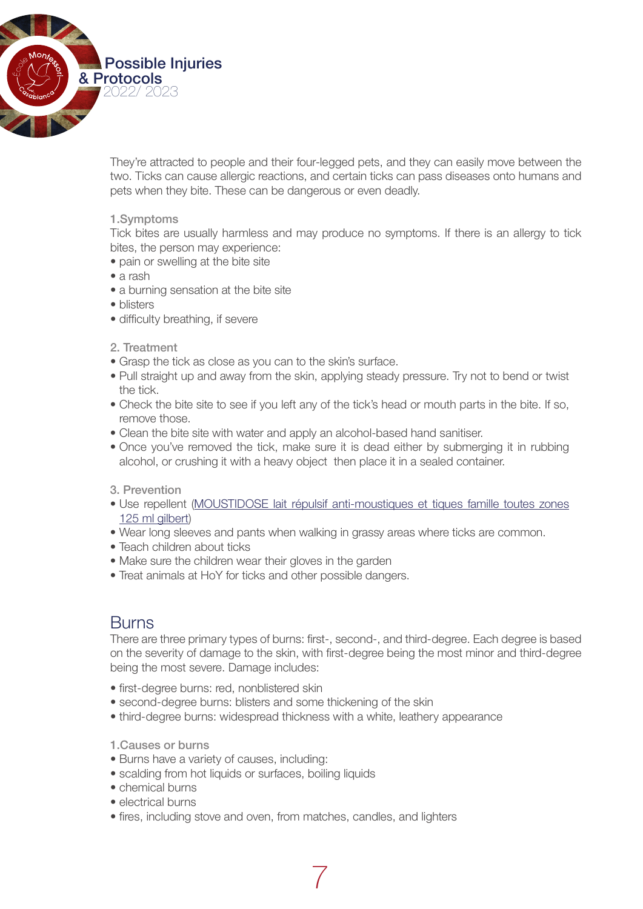They're attracted to people and their four-legged pets, and they can easily move between the two. Ticks can cause allergic reactions, and certain ticks can pass diseases onto humans and pets when they bite. These can be dangerous or even deadly.

### 1.Symptoms

Tick bites are usually harmless and may produce no symptoms. If there is an allergy to tick bites, the person may experience:

- pain or swelling at the bite site
- a rash
- a burning sensation at the bite site
- blisters
- difficulty breathing, if severe

### 2. Treatment

- Grasp the tick as close as you can to the skin's surface.
- Pull straight up and away from the skin, applying steady pressure. Try not to bend or twist the tick.
- Check the bite site to see if you left any of the tick's head or mouth parts in the bite. If so, remove those.
- Clean the bite site with water and apply an alcohol-based hand sanitiser.
- Once you've removed the tick, make sure it is dead either by submerging it in rubbing alcohol, or crushing it with a heavy object then place it in a sealed container.

### 3. Prevention

- Use repellent (MOUSTIDOSE lait répulsif anti-moustiques et tiques famille toutes zones 125 ml gilbert)
- Wear long sleeves and pants when walking in grassy areas where ticks are common.
- Teach children about ticks
- Make sure the children wear their gloves in the garden
- Treat animals at HoY for ticks and other possible dangers.

## Burns

There are three primary types of burns: first-, second-, and third-degree. Each degree is based on the severity of damage to the skin, with first-degree being the most minor and third-degree being the most severe. Damage includes:

- first-degree burns: red, nonblistered skin
- second-degree burns: blisters and some thickening of the skin
- third-degree burns: widespread thickness with a white, leathery appearance

### 1.Causes or burns

- Burns have a variety of causes, including:
- scalding from hot liquids or surfaces, boiling liquids
- chemical burns
- electrical burns
- fires, including stove and oven, from matches, candles, and lighters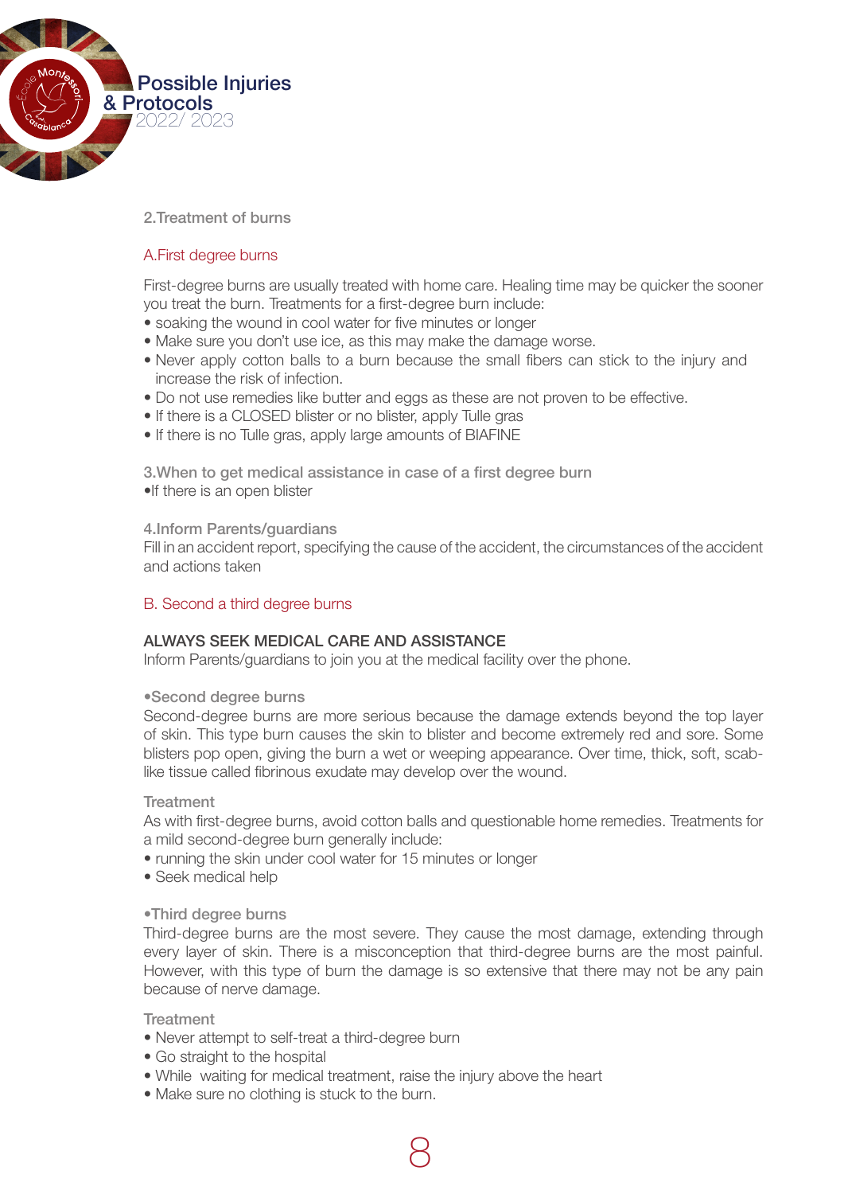## 2.Treatment of burns

### A.First degree burns

First-degree burns are usually treated with home care. Healing time may be quicker the sooner you treat the burn. Treatments for a first-degree burn include:

- soaking the wound in cool water for five minutes or longer
- Make sure you don't use ice, as this may make the damage worse.
- Never apply cotton balls to a burn because the small fibers can stick to the injury and increase the risk of infection.
- Do not use remedies like butter and eggs as these are not proven to be effective.
- If there is a CLOSED blister or no blister, apply Tulle gras
- If there is no Tulle gras, apply large amounts of BIAFINE

## 3.When to get medical assistance in case of a first degree burn

- If there is an open blister

## 4.Inform Parents/guardians

Fill in an accident report, specifying the cause of the accident, the circumstances of the accident and actions taken

### B. Second a third degree burns

**ALWAYS SEEK MEDICAL CARE AND ASSISTANCE**

Inform Parents/guardians to join you at the medical facility over the phone.

#### •Second degree burns

Second-degree burns are more serious because the damage extends beyond the top layer of skin. This type burn causes the skin to blister and become extremely red and sore. Some blisters pop open, giving the burn a wet or weeping appearance. Over time, thick, soft, scab-like tissue called fibrinous exudate may develop over the wound.

#### Treatment

As with first-degree burns, avoid cotton balls and questionable home remedies. Treatments for a mild second-degree burn generally include:

- running the skin under cool water for 15 minutes or longer
- Seek medical help

#### •Third degree burns

Third-degree burns are the most severe. They cause the most damage, extending through every layer of skin. There is a misconception that third-degree burns are the most painful. However, with this type of burn the damage is so extensive that there may not be any pain because of nerve damage.

#### Treatment

- Never attempt to self-treat a third-degree burn
- Go straight to the hospital
- While waiting for medical treatment, raise the injury above the heart
- Make sure no clothing is stuck to the burn.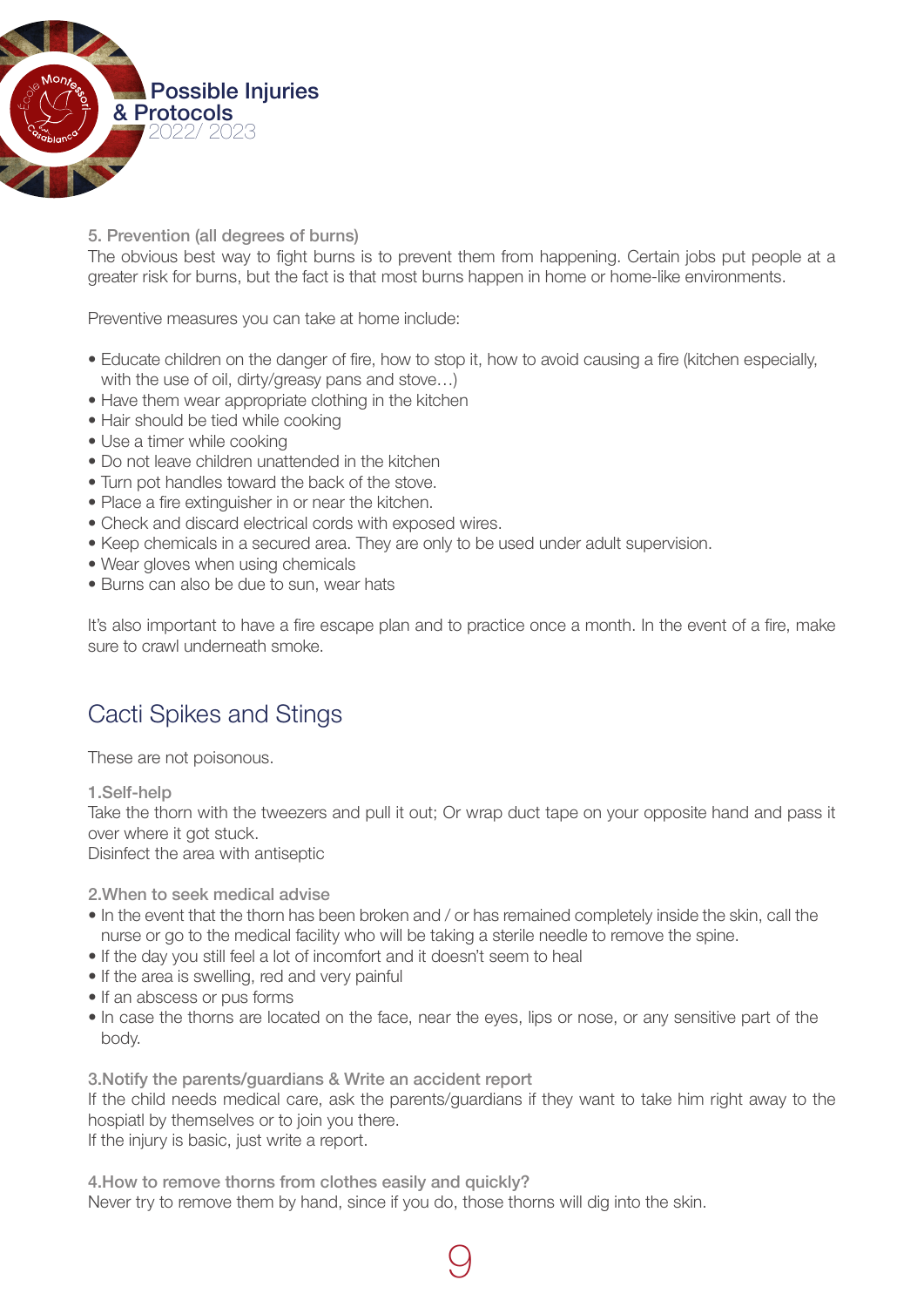#### 5. Prevention (all degrees of burns)

The obvious best way to fight burns is to prevent them from happening. Certain jobs put people at a greater risk for burns, but the fact is that most burns happen in home or home-like environments.

Preventive measures you can take at home include:

- Educate children on the danger of fire, how to stop it, how to avoid causing a fire (kitchen especially, with the use of oil, dirty/greasy pans and stove…)
- Have them wear appropriate clothing in the kitchen
- Hair should be tied while cooking
- Use a timer while cooking
- Do not leave children unattended in the kitchen
- Turn pot handles toward the back of the stove.
- Place a fire extinguisher in or near the kitchen.
- Check and discard electrical cords with exposed wires.
- Keep chemicals in a secured area. They are only to be used under adult supervision.
- Wear gloves when using chemicals
- Burns can also be due to sun, wear hats

It's also important to have a fire escape plan and to practice once a month. In the event of a fire, make sure to crawl underneath smoke.

## Cacti Spikes and Stings

These are not poisonous.

#### 1.Self-help

Take the thorn with the tweezers and pull it out; Or wrap duct tape on your opposite hand and pass it over where it got stuck.
Disinfect the area with antiseptic

#### 2.When to seek medical advise

- In the event that the thorn has been broken and / or has remained completely inside the skin, call the nurse or go to the medical facility who will be taking a sterile needle to remove the spine.
- If the day you still feel a lot of incomfort and it doesn't seem to heal
- If the area is swelling, red and very painful
- If an abscess or pus forms
- In case the thorns are located on the face, near the eyes, lips or nose, or any sensitive part of the body.

#### 3.Notify the parents/guardians & Write an accident report

If the child needs medical care, ask the parents/guardians if they want to take him right away to the hospiatl by themselves or to join you there.
If the injury is basic, just write a report.

#### 4.How to remove thorns from clothes easily and quickly?

Never try to remove them by hand, since if you do, those thorns will dig into the skin.